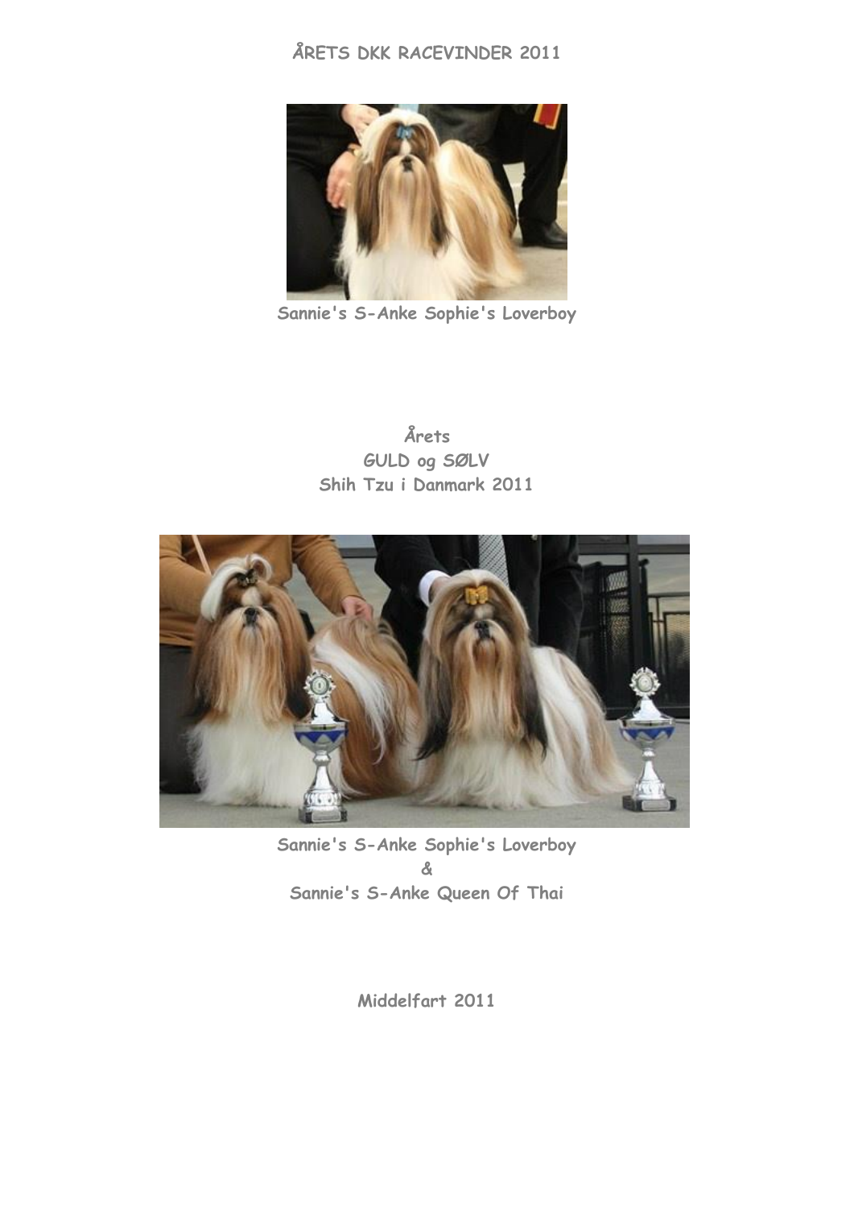# ÅRETS DKK RACEVINDER 2011

Sannie's S-Anke Sophie's Loverboy

**Årets**
**GULD og SØLV**
**Shih Tzu i Danmark 2011**

Sannie's S-Anke Sophie's Loverboy
&
Sannie's S-Anke Queen Of Thai

Middelfart 2011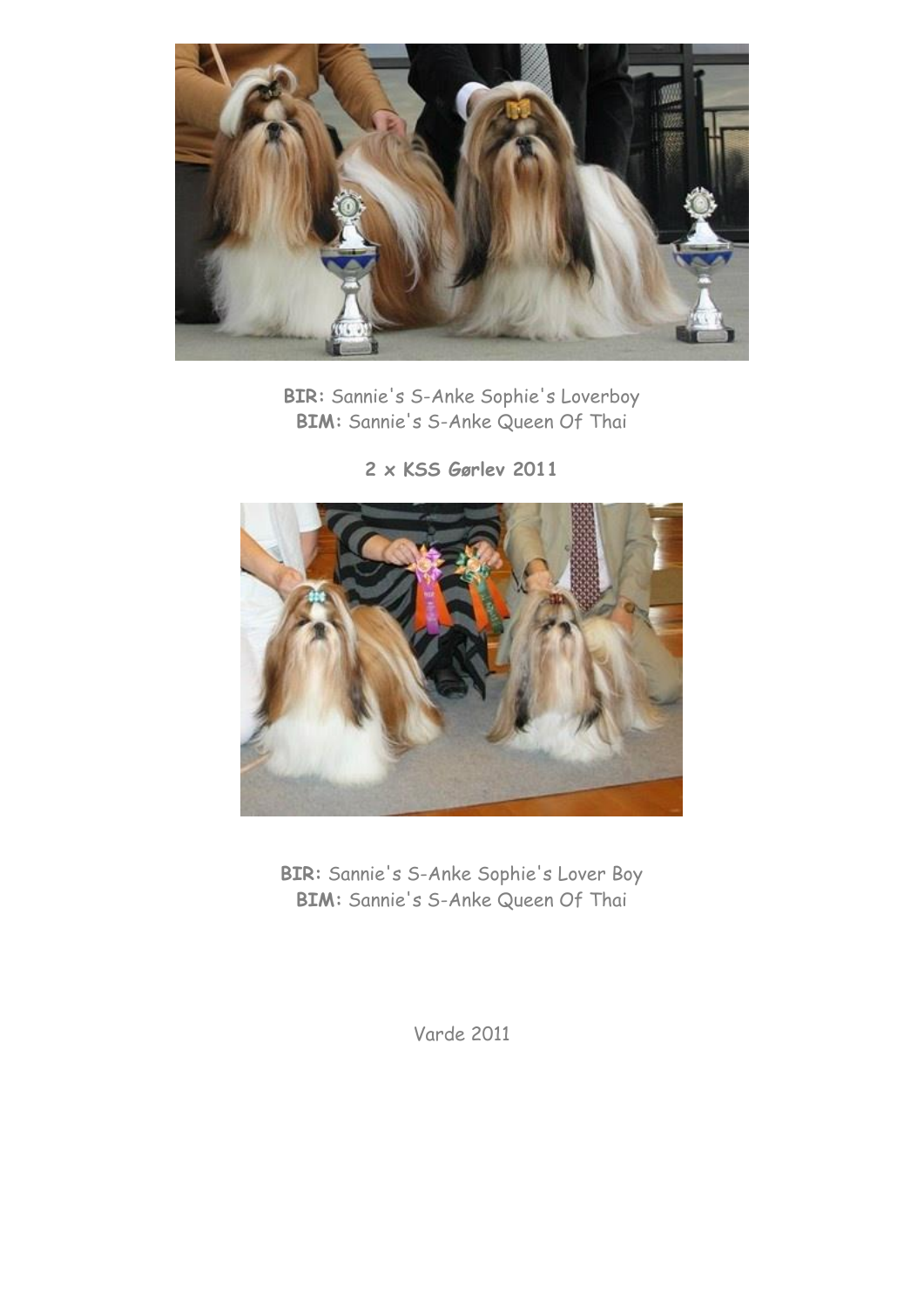**BIR:** Sannie's S-Anke Sophie's Loverboy
**BIM:** Sannie's S-Anke Queen Of Thai

**2 x KSS Gørlev 2011**

**BIR:** Sannie's S-Anke Sophie's Lover Boy
**BIM:** Sannie's S-Anke Queen Of Thai

Varde 2011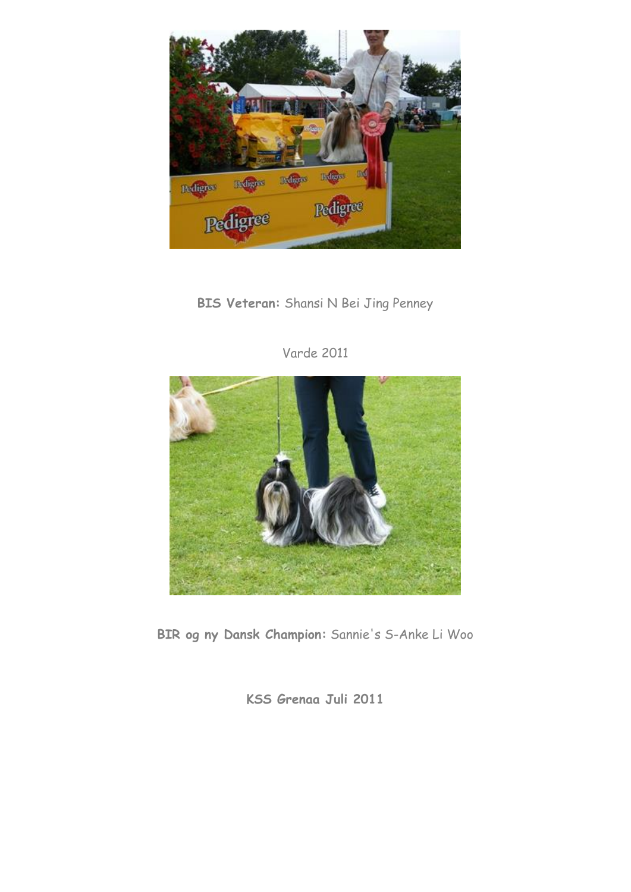**BIS Veteran:** Shansi N Bei Jing Penney

Varde 2011

**BIR og ny Dansk Champion:** Sannie's S-Anke Li Woo

**KSS Grenaa Juli 2011**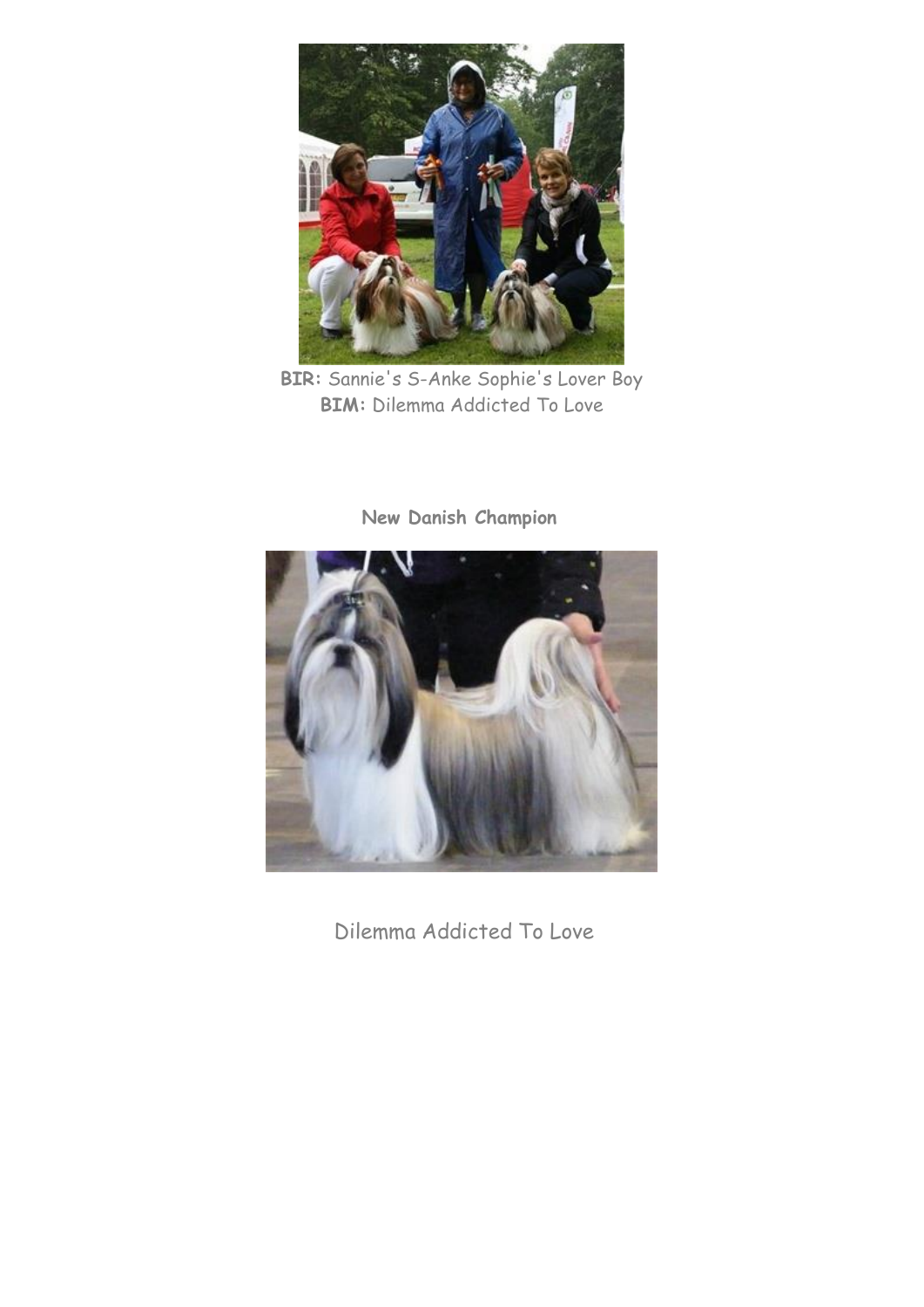**BIR:** Sannie's S-Anke Sophie's Lover Boy
**BIM:** Dilemma Addicted To Love

**New Danish Champion**

Dilemma Addicted To Love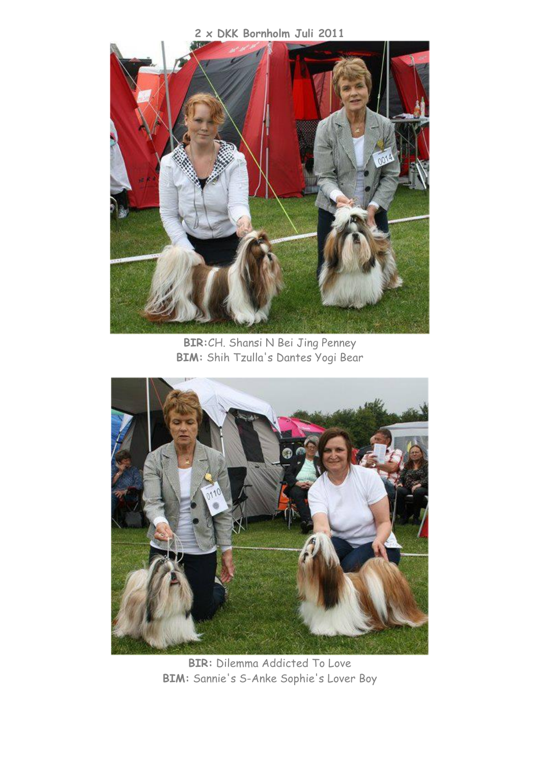**2 x DKK Bornholm Juli 2011**

**BIR:**CH. Shansi N Bei Jing Penney
**BIM:** Shih Tzulla's Dantes Yogi Bear

**BIR:** Dilemma Addicted To Love
**BIM:** Sannie's S-Anke Sophie's Lover Boy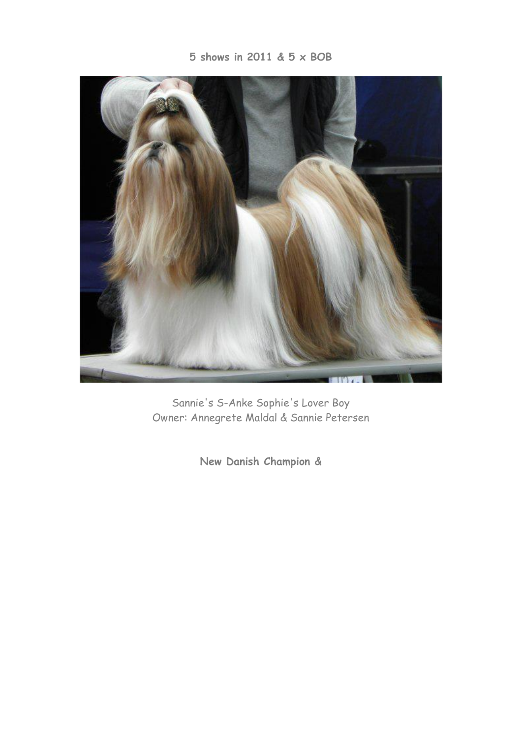**5 shows in 2011 & 5 x BOB**

Sannie's S-Anke Sophie's Lover Boy
Owner: Annegrete Maldal & Sannie Petersen

**New Danish Champion &**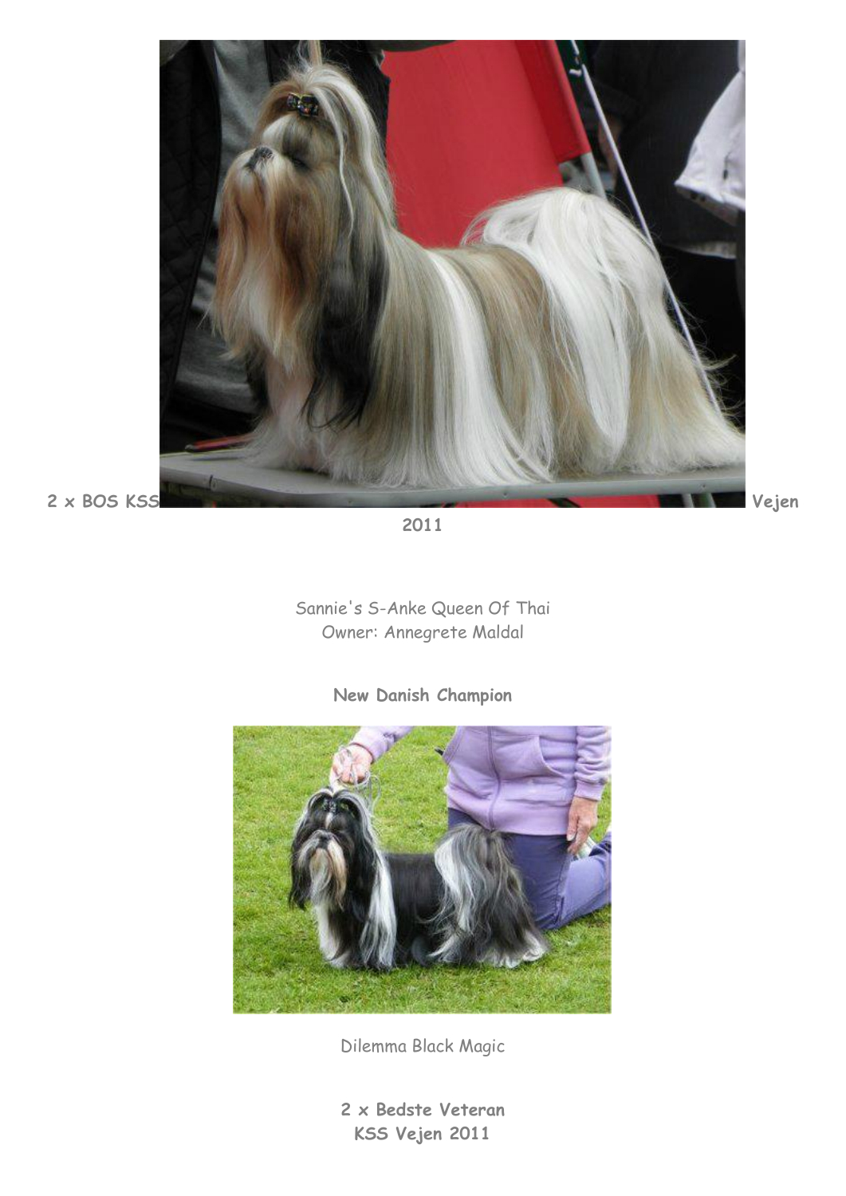**2 x BOS KSS Vejen 2011**

Sannie's S-Anke Queen Of Thai
Owner: Annegrete Maldal

**New Danish Champion**

Dilemma Black Magic

**2 x Bedste Veteran**
**KSS Vejen 2011**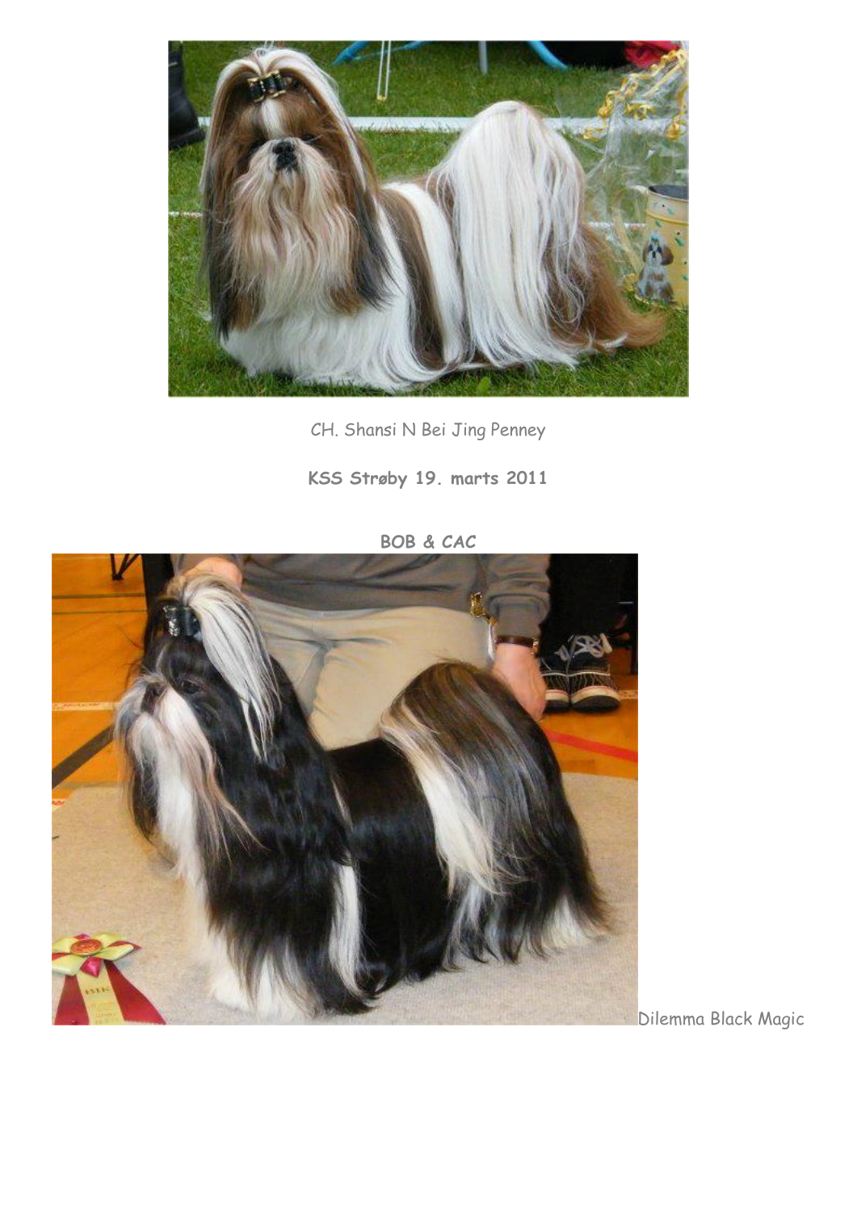CH. Shansi N Bei Jing Penney

**KSS Strøby 19. marts 2011**

**BOB & CAC**

Dilemma Black Magic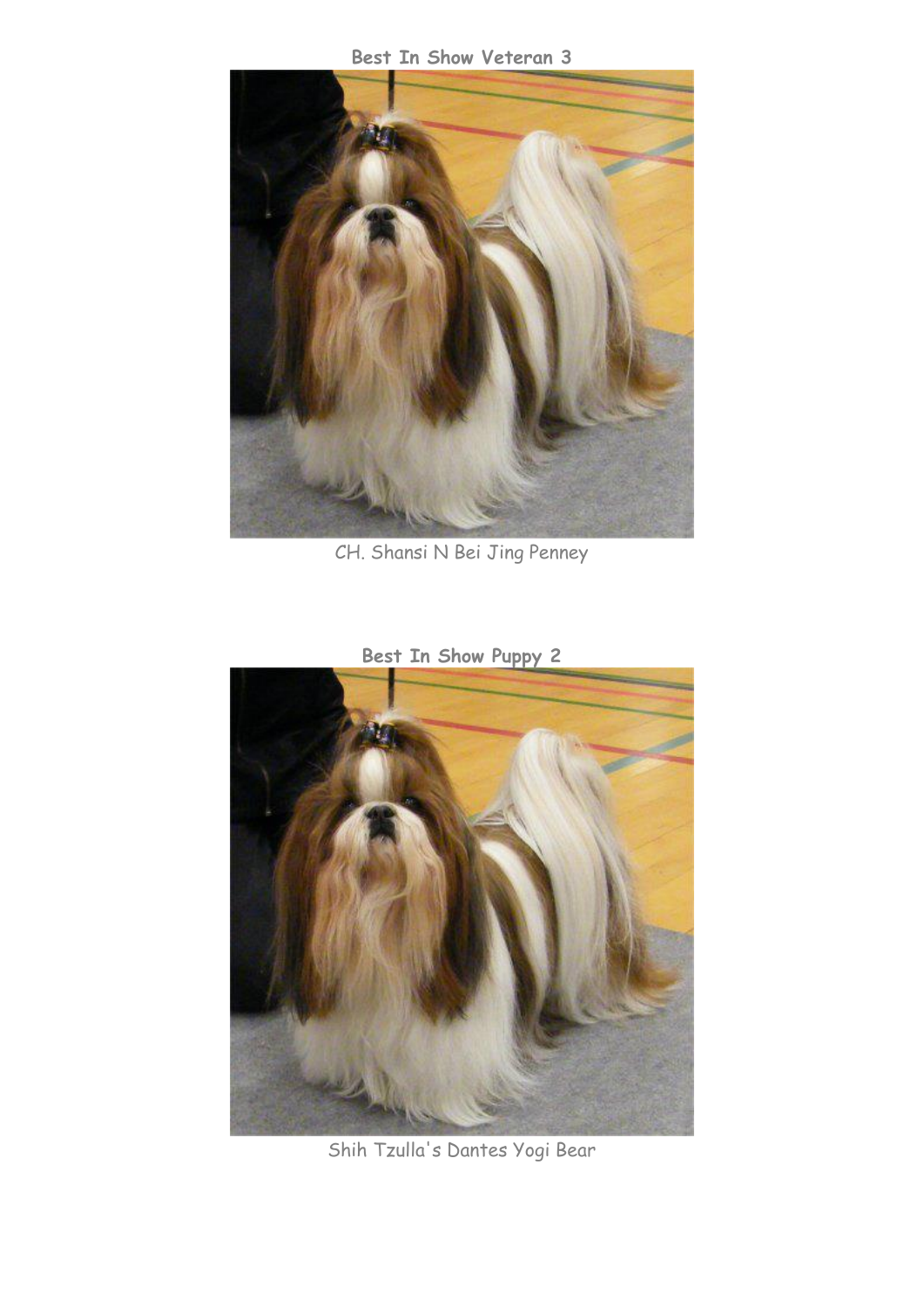**Best In Show Veteran 3**

CH. Shansi N Bei Jing Penney

**Best In Show Puppy 2**

Shih Tzulla's Dantes Yogi Bear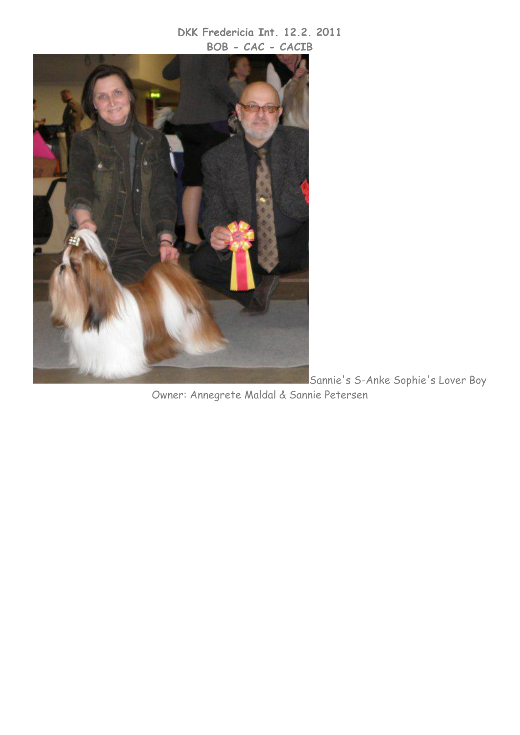**DKK Fredericia Int. 12.2. 2011**
**BOB - CAC - CACIB**

Sannie's S-Anke Sophie's Lover Boy
Owner: Annegrete Maldal & Sannie Petersen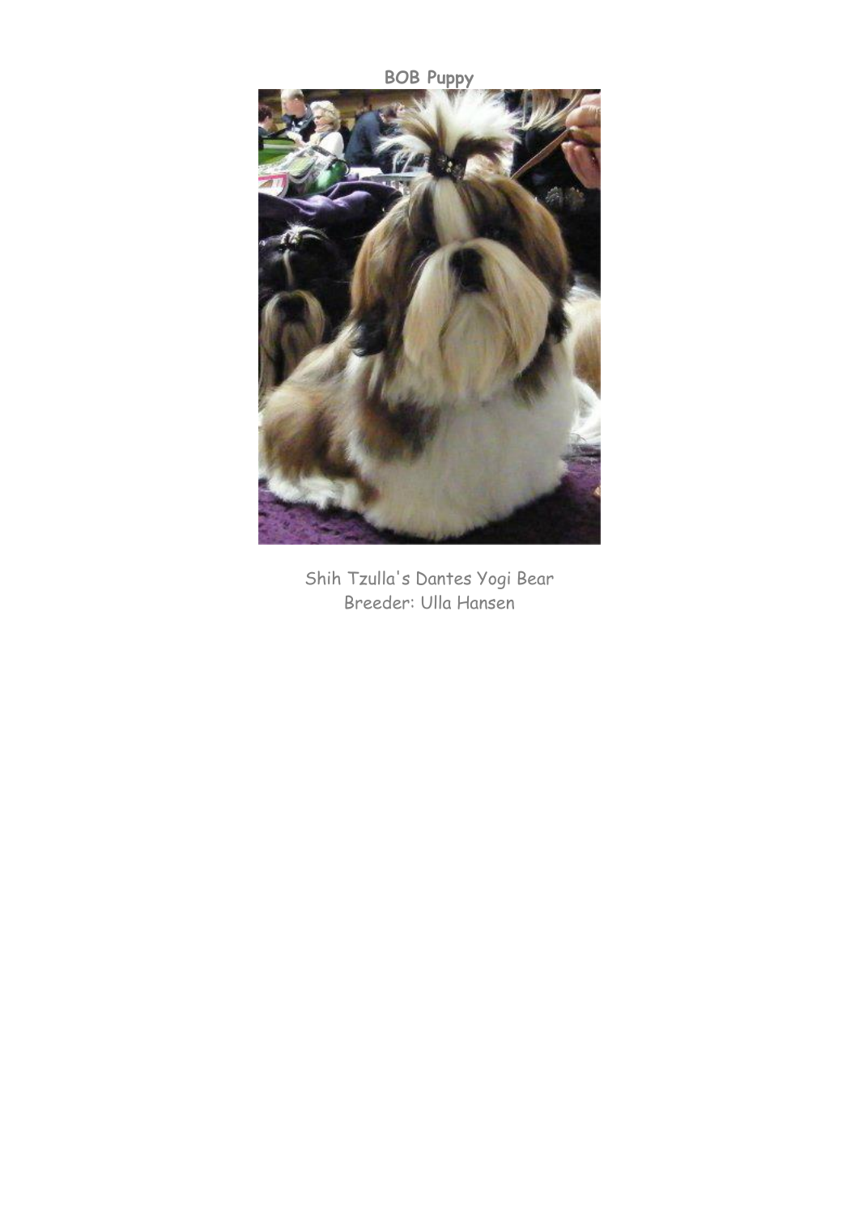**BOB Puppy**

Shih Tzulla's Dantes Yogi Bear
Breeder: Ulla Hansen